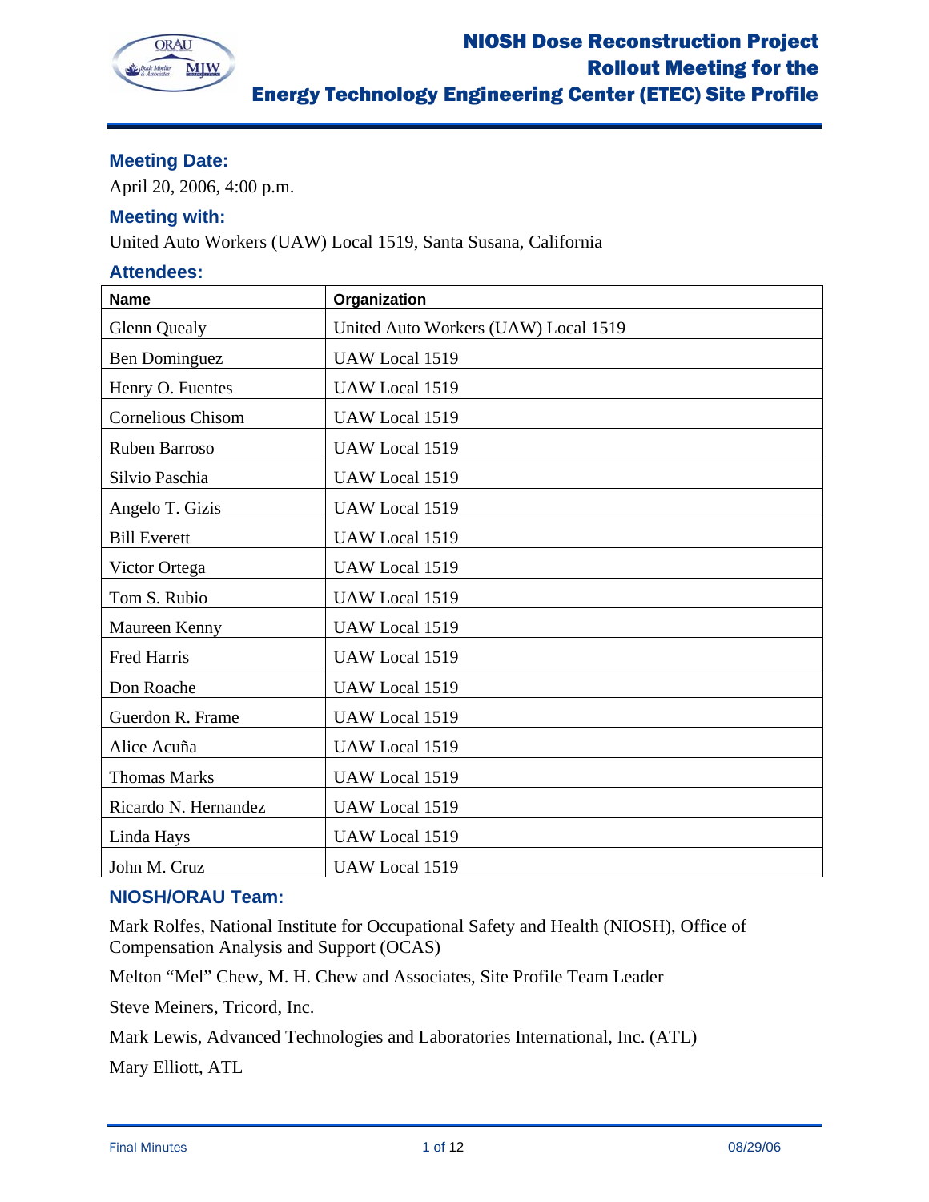# NIOSH Dose Reconstruction Project
# Rollout Meeting for the Energy Technology Engineering Center (ETEC) Site Profile

### Meeting Date:

April 20, 2006, 4:00 p.m.

### Meeting with:

United Auto Workers (UAW) Local 1519, Santa Susana, California

### Attendees:

| Name | Organization |
|---|---|
| Glenn Quealy | United Auto Workers (UAW) Local 1519 |
| Ben Dominguez | UAW Local 1519 |
| Henry O. Fuentes | UAW Local 1519 |
| Cornelious Chisom | UAW Local 1519 |
| Ruben Barroso | UAW Local 1519 |
| Silvio Paschia | UAW Local 1519 |
| Angelo T. Gizis | UAW Local 1519 |
| Bill Everett | UAW Local 1519 |
| Victor Ortega | UAW Local 1519 |
| Tom S. Rubio | UAW Local 1519 |
| Maureen Kenny | UAW Local 1519 |
| Fred Harris | UAW Local 1519 |
| Don Roache | UAW Local 1519 |
| Guerdon R. Frame | UAW Local 1519 |
| Alice Acuña | UAW Local 1519 |
| Thomas Marks | UAW Local 1519 |
| Ricardo N. Hernandez | UAW Local 1519 |
| Linda Hays | UAW Local 1519 |
| John M. Cruz | UAW Local 1519 |

### NIOSH/ORAU Team:

Mark Rolfes, National Institute for Occupational Safety and Health (NIOSH), Office of Compensation Analysis and Support (OCAS)

Melton "Mel" Chew, M. H. Chew and Associates, Site Profile Team Leader

Steve Meiners, Tricord, Inc.

Mark Lewis, Advanced Technologies and Laboratories International, Inc. (ATL)

Mary Elliott, ATL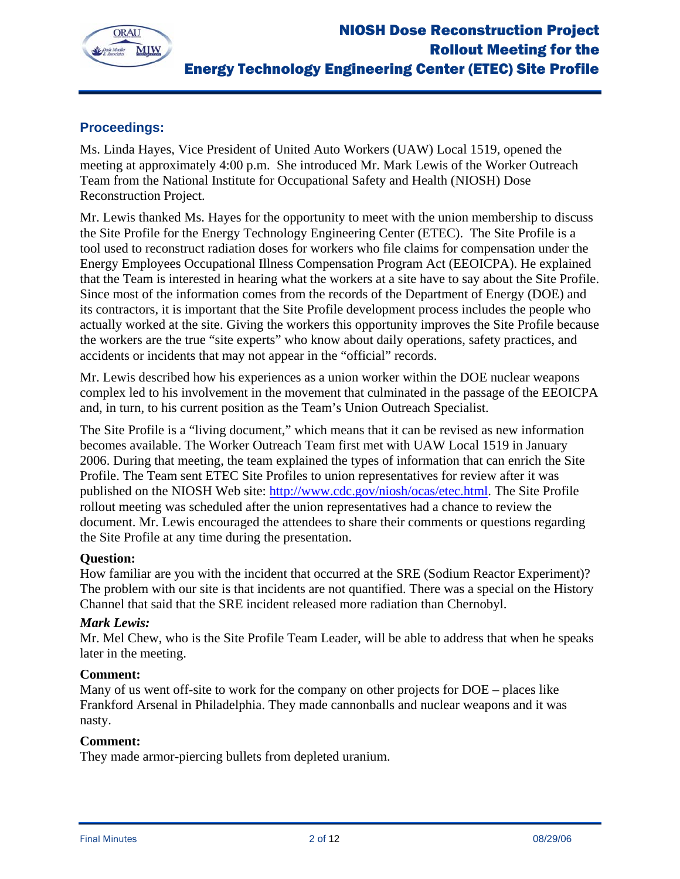## Proceedings:

Ms. Linda Hayes, Vice President of United Auto Workers (UAW) Local 1519, opened the meeting at approximately 4:00 p.m. She introduced Mr. Mark Lewis of the Worker Outreach Team from the National Institute for Occupational Safety and Health (NIOSH) Dose Reconstruction Project.

Mr. Lewis thanked Ms. Hayes for the opportunity to meet with the union membership to discuss the Site Profile for the Energy Technology Engineering Center (ETEC). The Site Profile is a tool used to reconstruct radiation doses for workers who file claims for compensation under the Energy Employees Occupational Illness Compensation Program Act (EEOICPA). He explained that the Team is interested in hearing what the workers at a site have to say about the Site Profile. Since most of the information comes from the records of the Department of Energy (DOE) and its contractors, it is important that the Site Profile development process includes the people who actually worked at the site. Giving the workers this opportunity improves the Site Profile because the workers are the true "site experts" who know about daily operations, safety practices, and accidents or incidents that may not appear in the "official" records.

Mr. Lewis described how his experiences as a union worker within the DOE nuclear weapons complex led to his involvement in the movement that culminated in the passage of the EEOICPA and, in turn, to his current position as the Team's Union Outreach Specialist.

The Site Profile is a "living document," which means that it can be revised as new information becomes available. The Worker Outreach Team first met with UAW Local 1519 in January 2006. During that meeting, the team explained the types of information that can enrich the Site Profile. The Team sent ETEC Site Profiles to union representatives for review after it was published on the NIOSH Web site: http://www.cdc.gov/niosh/ocas/etec.html. The Site Profile rollout meeting was scheduled after the union representatives had a chance to review the document. Mr. Lewis encouraged the attendees to share their comments or questions regarding the Site Profile at any time during the presentation.

**Question:**
How familiar are you with the incident that occurred at the SRE (Sodium Reactor Experiment)? The problem with our site is that incidents are not quantified. There was a special on the History Channel that said that the SRE incident released more radiation than Chernobyl.

***Mark Lewis:***
Mr. Mel Chew, who is the Site Profile Team Leader, will be able to address that when he speaks later in the meeting.

**Comment:**
Many of us went off-site to work for the company on other projects for DOE – places like Frankford Arsenal in Philadelphia. They made cannonballs and nuclear weapons and it was nasty.

**Comment:**
They made armor-piercing bullets from depleted uranium.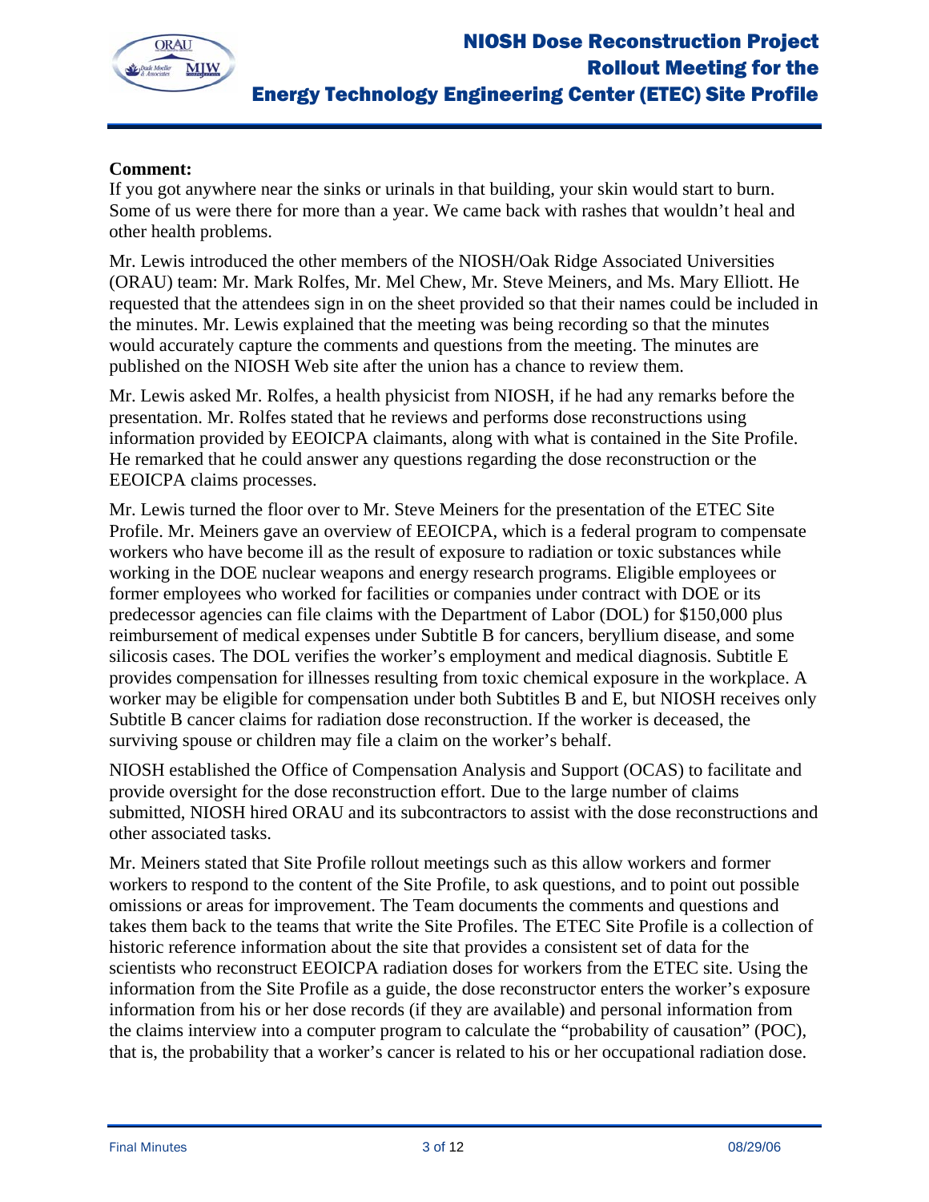**Comment:**
If you got anywhere near the sinks or urinals in that building, your skin would start to burn. Some of us were there for more than a year. We came back with rashes that wouldn't heal and other health problems.

Mr. Lewis introduced the other members of the NIOSH/Oak Ridge Associated Universities (ORAU) team: Mr. Mark Rolfes, Mr. Mel Chew, Mr. Steve Meiners, and Ms. Mary Elliott. He requested that the attendees sign in on the sheet provided so that their names could be included in the minutes. Mr. Lewis explained that the meeting was being recording so that the minutes would accurately capture the comments and questions from the meeting. The minutes are published on the NIOSH Web site after the union has a chance to review them.

Mr. Lewis asked Mr. Rolfes, a health physicist from NIOSH, if he had any remarks before the presentation. Mr. Rolfes stated that he reviews and performs dose reconstructions using information provided by EEOICPA claimants, along with what is contained in the Site Profile. He remarked that he could answer any questions regarding the dose reconstruction or the EEOICPA claims processes.

Mr. Lewis turned the floor over to Mr. Steve Meiners for the presentation of the ETEC Site Profile. Mr. Meiners gave an overview of EEOICPA, which is a federal program to compensate workers who have become ill as the result of exposure to radiation or toxic substances while working in the DOE nuclear weapons and energy research programs. Eligible employees or former employees who worked for facilities or companies under contract with DOE or its predecessor agencies can file claims with the Department of Labor (DOL) for $150,000 plus reimbursement of medical expenses under Subtitle B for cancers, beryllium disease, and some silicosis cases. The DOL verifies the worker's employment and medical diagnosis. Subtitle E provides compensation for illnesses resulting from toxic chemical exposure in the workplace. A worker may be eligible for compensation under both Subtitles B and E, but NIOSH receives only Subtitle B cancer claims for radiation dose reconstruction. If the worker is deceased, the surviving spouse or children may file a claim on the worker's behalf.

NIOSH established the Office of Compensation Analysis and Support (OCAS) to facilitate and provide oversight for the dose reconstruction effort. Due to the large number of claims submitted, NIOSH hired ORAU and its subcontractors to assist with the dose reconstructions and other associated tasks.

Mr. Meiners stated that Site Profile rollout meetings such as this allow workers and former workers to respond to the content of the Site Profile, to ask questions, and to point out possible omissions or areas for improvement. The Team documents the comments and questions and takes them back to the teams that write the Site Profiles. The ETEC Site Profile is a collection of historic reference information about the site that provides a consistent set of data for the scientists who reconstruct EEOICPA radiation doses for workers from the ETEC site. Using the information from the Site Profile as a guide, the dose reconstructor enters the worker's exposure information from his or her dose records (if they are available) and personal information from the claims interview into a computer program to calculate the "probability of causation" (POC), that is, the probability that a worker's cancer is related to his or her occupational radiation dose.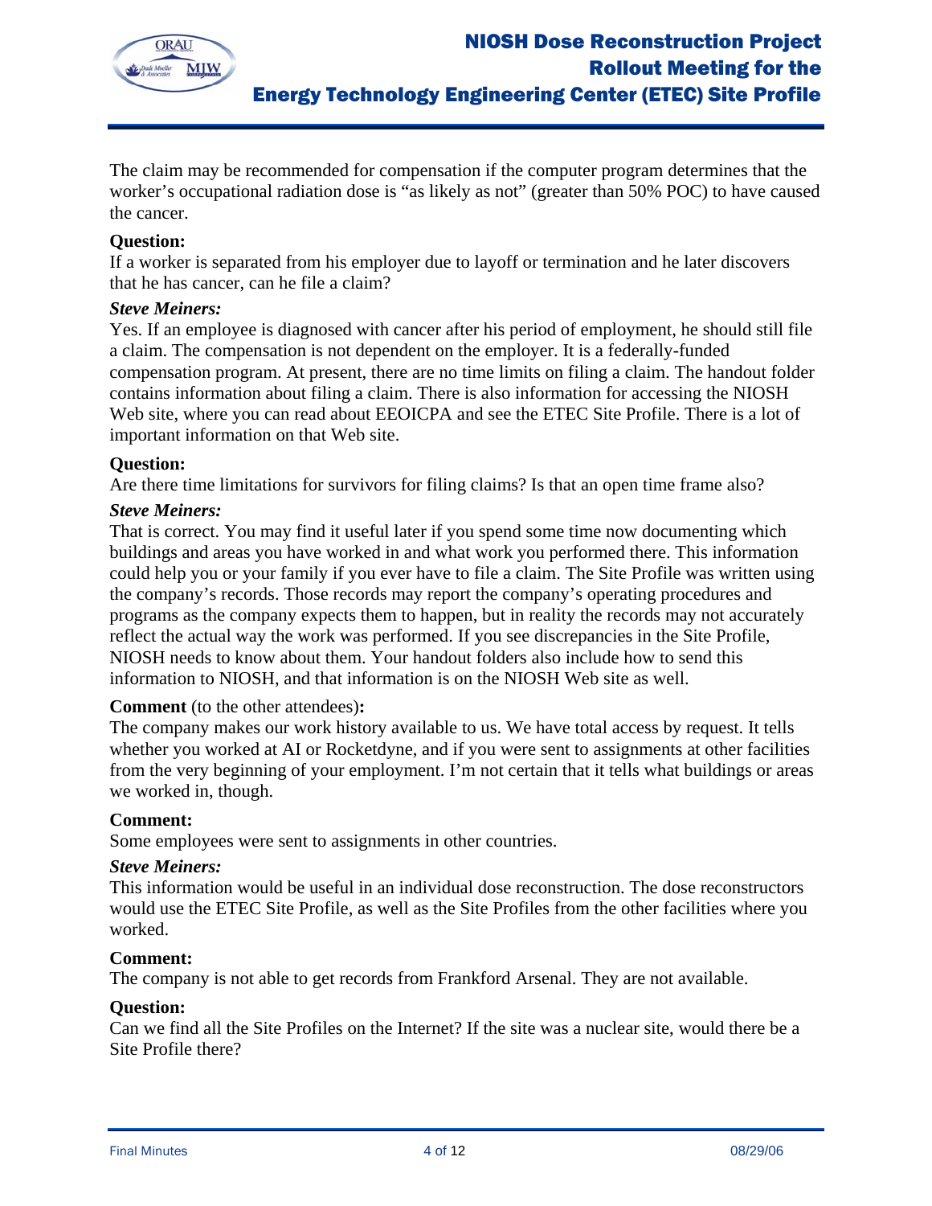The claim may be recommended for compensation if the computer program determines that the worker's occupational radiation dose is "as likely as not" (greater than 50% POC) to have caused the cancer.

**Question:**
If a worker is separated from his employer due to layoff or termination and he later discovers that he has cancer, can he file a claim?

***Steve Meiners:***
Yes. If an employee is diagnosed with cancer after his period of employment, he should still file a claim. The compensation is not dependent on the employer. It is a federally-funded compensation program. At present, there are no time limits on filing a claim. The handout folder contains information about filing a claim. There is also information for accessing the NIOSH Web site, where you can read about EEOICPA and see the ETEC Site Profile. There is a lot of important information on that Web site.

**Question:**
Are there time limitations for survivors for filing claims? Is that an open time frame also?

***Steve Meiners:***
That is correct. You may find it useful later if you spend some time now documenting which buildings and areas you have worked in and what work you performed there. This information could help you or your family if you ever have to file a claim. The Site Profile was written using the company's records. Those records may report the company's operating procedures and programs as the company expects them to happen, but in reality the records may not accurately reflect the actual way the work was performed. If you see discrepancies in the Site Profile, NIOSH needs to know about them. Your handout folders also include how to send this information to NIOSH, and that information is on the NIOSH Web site as well.

**Comment** (to the other attendees)**:**
The company makes our work history available to us. We have total access by request. It tells whether you worked at AI or Rocketdyne, and if you were sent to assignments at other facilities from the very beginning of your employment. I'm not certain that it tells what buildings or areas we worked in, though.

**Comment:**
Some employees were sent to assignments in other countries.

***Steve Meiners:***
This information would be useful in an individual dose reconstruction. The dose reconstructors would use the ETEC Site Profile, as well as the Site Profiles from the other facilities where you worked.

**Comment:**
The company is not able to get records from Frankford Arsenal. They are not available.

**Question:**
Can we find all the Site Profiles on the Internet? If the site was a nuclear site, would there be a Site Profile there?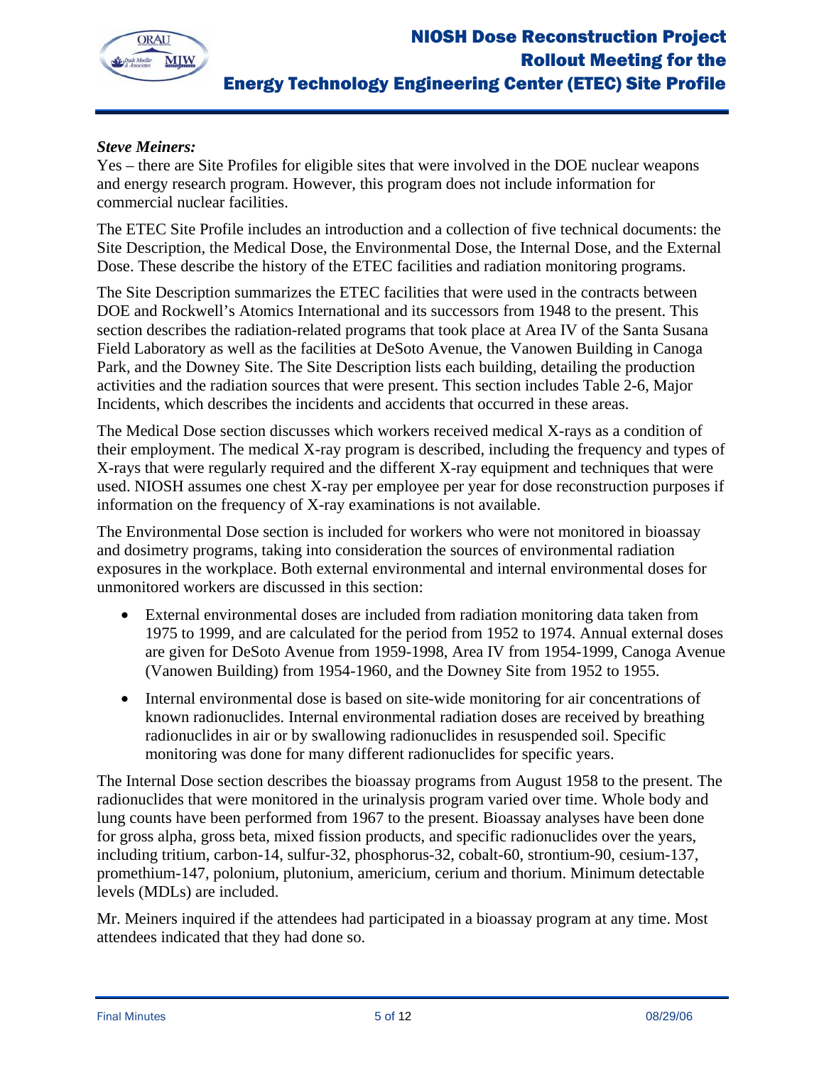***Steve Meiners:***
Yes – there are Site Profiles for eligible sites that were involved in the DOE nuclear weapons and energy research program. However, this program does not include information for commercial nuclear facilities.

The ETEC Site Profile includes an introduction and a collection of five technical documents: the Site Description, the Medical Dose, the Environmental Dose, the Internal Dose, and the External Dose. These describe the history of the ETEC facilities and radiation monitoring programs.

The Site Description summarizes the ETEC facilities that were used in the contracts between DOE and Rockwell's Atomics International and its successors from 1948 to the present. This section describes the radiation-related programs that took place at Area IV of the Santa Susana Field Laboratory as well as the facilities at DeSoto Avenue, the Vanowen Building in Canoga Park, and the Downey Site. The Site Description lists each building, detailing the production activities and the radiation sources that were present. This section includes Table 2-6, Major Incidents, which describes the incidents and accidents that occurred in these areas.

The Medical Dose section discusses which workers received medical X-rays as a condition of their employment. The medical X-ray program is described, including the frequency and types of X-rays that were regularly required and the different X-ray equipment and techniques that were used. NIOSH assumes one chest X-ray per employee per year for dose reconstruction purposes if information on the frequency of X-ray examinations is not available.

The Environmental Dose section is included for workers who were not monitored in bioassay and dosimetry programs, taking into consideration the sources of environmental radiation exposures in the workplace. Both external environmental and internal environmental doses for unmonitored workers are discussed in this section:

- External environmental doses are included from radiation monitoring data taken from 1975 to 1999, and are calculated for the period from 1952 to 1974. Annual external doses are given for DeSoto Avenue from 1959-1998, Area IV from 1954-1999, Canoga Avenue (Vanowen Building) from 1954-1960, and the Downey Site from 1952 to 1955.
- Internal environmental dose is based on site-wide monitoring for air concentrations of known radionuclides. Internal environmental radiation doses are received by breathing radionuclides in air or by swallowing radionuclides in resuspended soil. Specific monitoring was done for many different radionuclides for specific years.

The Internal Dose section describes the bioassay programs from August 1958 to the present. The radionuclides that were monitored in the urinalysis program varied over time. Whole body and lung counts have been performed from 1967 to the present. Bioassay analyses have been done for gross alpha, gross beta, mixed fission products, and specific radionuclides over the years, including tritium, carbon-14, sulfur-32, phosphorus-32, cobalt-60, strontium-90, cesium-137, promethium-147, polonium, plutonium, americium, cerium and thorium. Minimum detectable levels (MDLs) are included.

Mr. Meiners inquired if the attendees had participated in a bioassay program at any time. Most attendees indicated that they had done so.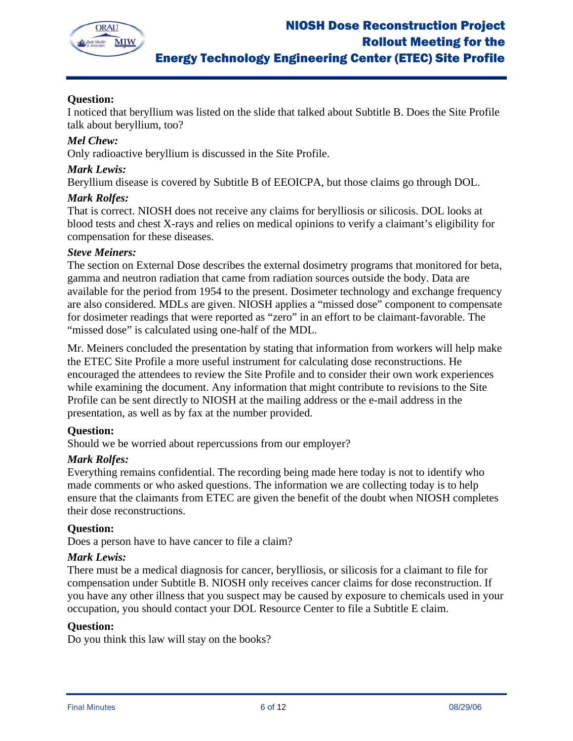**Question:**
I noticed that beryllium was listed on the slide that talked about Subtitle B. Does the Site Profile talk about beryllium, too?

***Mel Chew:***
Only radioactive beryllium is discussed in the Site Profile.

***Mark Lewis:***
Beryllium disease is covered by Subtitle B of EEOICPA, but those claims go through DOL.

***Mark Rolfes:***
That is correct. NIOSH does not receive any claims for berylliosis or silicosis. DOL looks at blood tests and chest X-rays and relies on medical opinions to verify a claimant's eligibility for compensation for these diseases.

***Steve Meiners:***
The section on External Dose describes the external dosimetry programs that monitored for beta, gamma and neutron radiation that came from radiation sources outside the body. Data are available for the period from 1954 to the present. Dosimeter technology and exchange frequency are also considered. MDLs are given. NIOSH applies a "missed dose" component to compensate for dosimeter readings that were reported as "zero" in an effort to be claimant-favorable. The "missed dose" is calculated using one-half of the MDL.

Mr. Meiners concluded the presentation by stating that information from workers will help make the ETEC Site Profile a more useful instrument for calculating dose reconstructions. He encouraged the attendees to review the Site Profile and to consider their own work experiences while examining the document. Any information that might contribute to revisions to the Site Profile can be sent directly to NIOSH at the mailing address or the e-mail address in the presentation, as well as by fax at the number provided.

**Question:**
Should we be worried about repercussions from our employer?

***Mark Rolfes:***
Everything remains confidential. The recording being made here today is not to identify who made comments or who asked questions. The information we are collecting today is to help ensure that the claimants from ETEC are given the benefit of the doubt when NIOSH completes their dose reconstructions.

**Question:**
Does a person have to have cancer to file a claim?

***Mark Lewis:***
There must be a medical diagnosis for cancer, berylliosis, or silicosis for a claimant to file for compensation under Subtitle B. NIOSH only receives cancer claims for dose reconstruction. If you have any other illness that you suspect may be caused by exposure to chemicals used in your occupation, you should contact your DOL Resource Center to file a Subtitle E claim.

**Question:**
Do you think this law will stay on the books?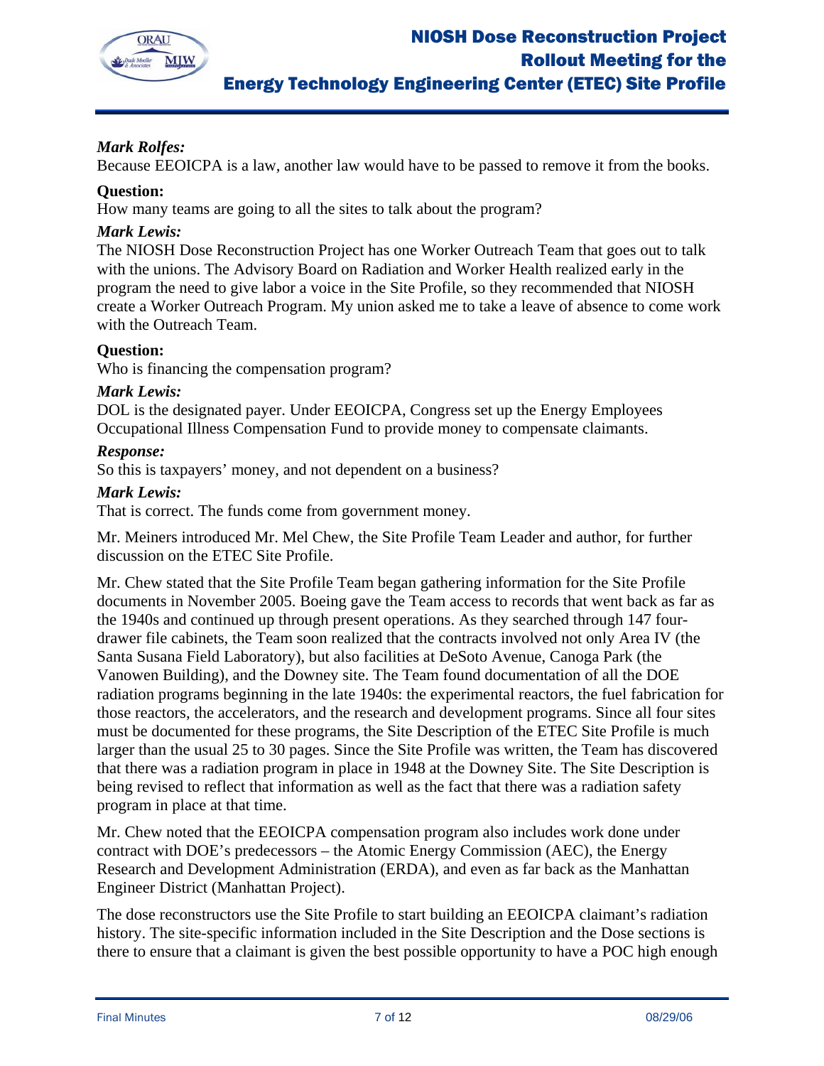***Mark Rolfes:***
Because EEOICPA is a law, another law would have to be passed to remove it from the books.

**Question:**
How many teams are going to all the sites to talk about the program?

***Mark Lewis:***
The NIOSH Dose Reconstruction Project has one Worker Outreach Team that goes out to talk with the unions. The Advisory Board on Radiation and Worker Health realized early in the program the need to give labor a voice in the Site Profile, so they recommended that NIOSH create a Worker Outreach Program. My union asked me to take a leave of absence to come work with the Outreach Team.

**Question:**
Who is financing the compensation program?

***Mark Lewis:***
DOL is the designated payer. Under EEOICPA, Congress set up the Energy Employees Occupational Illness Compensation Fund to provide money to compensate claimants.

***Response:***
So this is taxpayers' money, and not dependent on a business?

***Mark Lewis:***
That is correct. The funds come from government money.

Mr. Meiners introduced Mr. Mel Chew, the Site Profile Team Leader and author, for further discussion on the ETEC Site Profile.

Mr. Chew stated that the Site Profile Team began gathering information for the Site Profile documents in November 2005. Boeing gave the Team access to records that went back as far as the 1940s and continued up through present operations. As they searched through 147 four-drawer file cabinets, the Team soon realized that the contracts involved not only Area IV (the Santa Susana Field Laboratory), but also facilities at DeSoto Avenue, Canoga Park (the Vanowen Building), and the Downey site. The Team found documentation of all the DOE radiation programs beginning in the late 1940s: the experimental reactors, the fuel fabrication for those reactors, the accelerators, and the research and development programs. Since all four sites must be documented for these programs, the Site Description of the ETEC Site Profile is much larger than the usual 25 to 30 pages. Since the Site Profile was written, the Team has discovered that there was a radiation program in place in 1948 at the Downey Site. The Site Description is being revised to reflect that information as well as the fact that there was a radiation safety program in place at that time.

Mr. Chew noted that the EEOICPA compensation program also includes work done under contract with DOE's predecessors – the Atomic Energy Commission (AEC), the Energy Research and Development Administration (ERDA), and even as far back as the Manhattan Engineer District (Manhattan Project).

The dose reconstructors use the Site Profile to start building an EEOICPA claimant's radiation history. The site-specific information included in the Site Description and the Dose sections is there to ensure that a claimant is given the best possible opportunity to have a POC high enough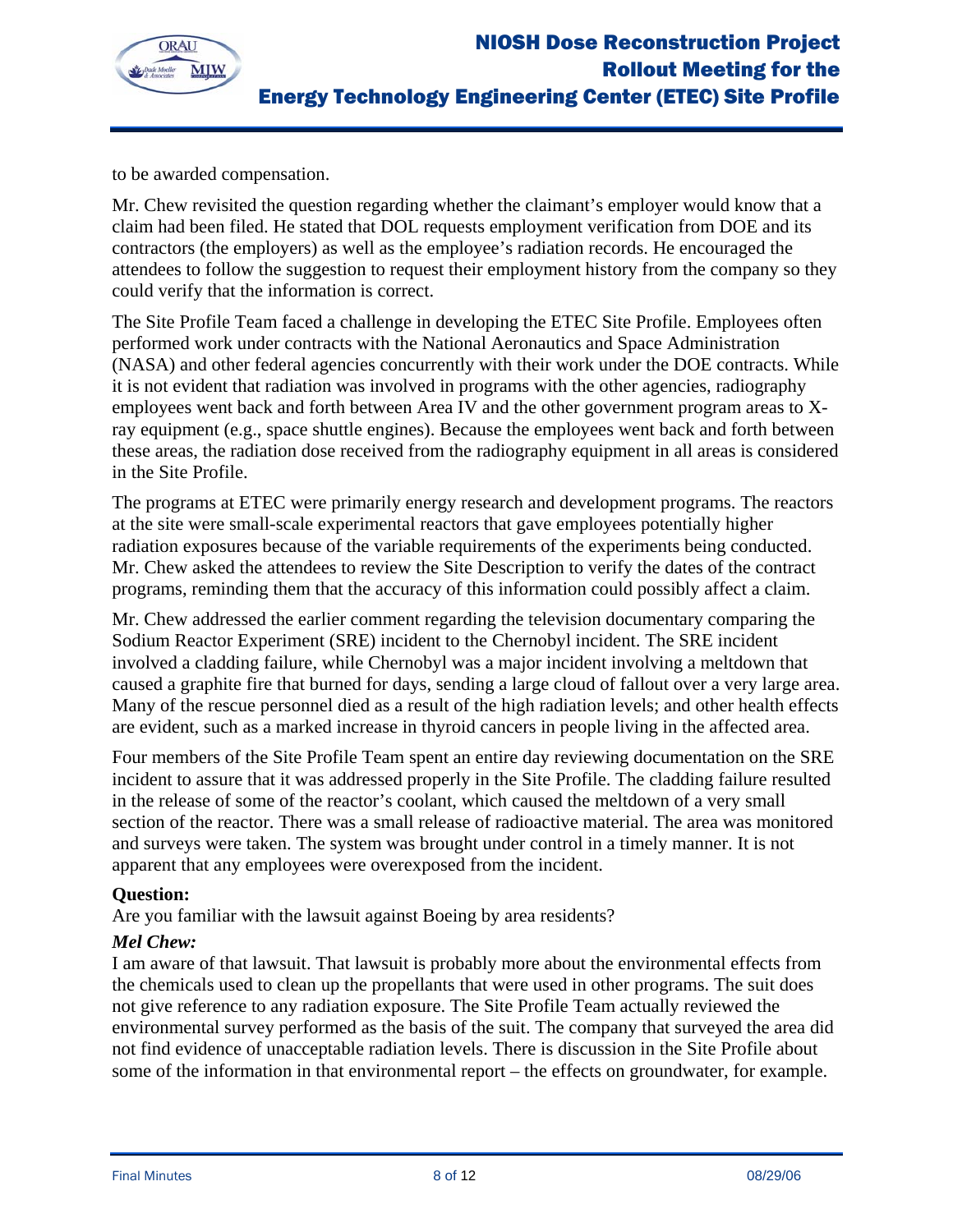to be awarded compensation.

Mr. Chew revisited the question regarding whether the claimant's employer would know that a claim had been filed. He stated that DOL requests employment verification from DOE and its contractors (the employers) as well as the employee's radiation records. He encouraged the attendees to follow the suggestion to request their employment history from the company so they could verify that the information is correct.

The Site Profile Team faced a challenge in developing the ETEC Site Profile. Employees often performed work under contracts with the National Aeronautics and Space Administration (NASA) and other federal agencies concurrently with their work under the DOE contracts. While it is not evident that radiation was involved in programs with the other agencies, radiography employees went back and forth between Area IV and the other government program areas to X-ray equipment (e.g., space shuttle engines). Because the employees went back and forth between these areas, the radiation dose received from the radiography equipment in all areas is considered in the Site Profile.

The programs at ETEC were primarily energy research and development programs. The reactors at the site were small-scale experimental reactors that gave employees potentially higher radiation exposures because of the variable requirements of the experiments being conducted. Mr. Chew asked the attendees to review the Site Description to verify the dates of the contract programs, reminding them that the accuracy of this information could possibly affect a claim.

Mr. Chew addressed the earlier comment regarding the television documentary comparing the Sodium Reactor Experiment (SRE) incident to the Chernobyl incident. The SRE incident involved a cladding failure, while Chernobyl was a major incident involving a meltdown that caused a graphite fire that burned for days, sending a large cloud of fallout over a very large area. Many of the rescue personnel died as a result of the high radiation levels; and other health effects are evident, such as a marked increase in thyroid cancers in people living in the affected area.

Four members of the Site Profile Team spent an entire day reviewing documentation on the SRE incident to assure that it was addressed properly in the Site Profile. The cladding failure resulted in the release of some of the reactor's coolant, which caused the meltdown of a very small section of the reactor. There was a small release of radioactive material. The area was monitored and surveys were taken. The system was brought under control in a timely manner. It is not apparent that any employees were overexposed from the incident.

**Question:**
Are you familiar with the lawsuit against Boeing by area residents?

***Mel Chew:***
I am aware of that lawsuit. That lawsuit is probably more about the environmental effects from the chemicals used to clean up the propellants that were used in other programs. The suit does not give reference to any radiation exposure. The Site Profile Team actually reviewed the environmental survey performed as the basis of the suit. The company that surveyed the area did not find evidence of unacceptable radiation levels. There is discussion in the Site Profile about some of the information in that environmental report – the effects on groundwater, for example.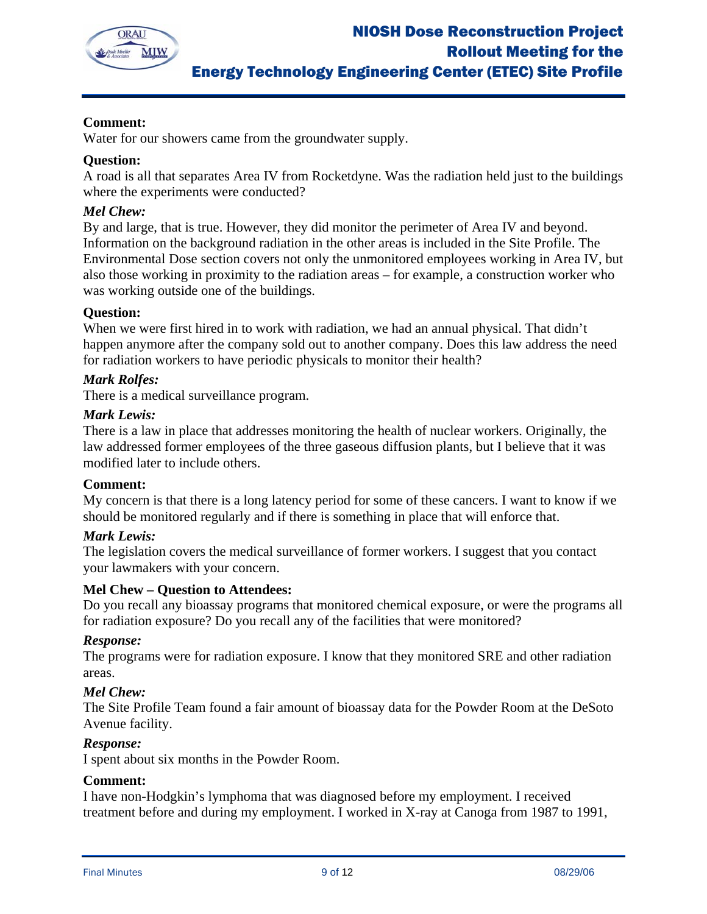**Comment:**
Water for our showers came from the groundwater supply.

**Question:**
A road is all that separates Area IV from Rocketdyne. Was the radiation held just to the buildings where the experiments were conducted?

***Mel Chew:***
By and large, that is true. However, they did monitor the perimeter of Area IV and beyond. Information on the background radiation in the other areas is included in the Site Profile. The Environmental Dose section covers not only the unmonitored employees working in Area IV, but also those working in proximity to the radiation areas – for example, a construction worker who was working outside one of the buildings.

**Question:**
When we were first hired in to work with radiation, we had an annual physical. That didn't happen anymore after the company sold out to another company. Does this law address the need for radiation workers to have periodic physicals to monitor their health?

***Mark Rolfes:***
There is a medical surveillance program.

***Mark Lewis:***
There is a law in place that addresses monitoring the health of nuclear workers. Originally, the law addressed former employees of the three gaseous diffusion plants, but I believe that it was modified later to include others.

**Comment:**
My concern is that there is a long latency period for some of these cancers. I want to know if we should be monitored regularly and if there is something in place that will enforce that.

***Mark Lewis:***
The legislation covers the medical surveillance of former workers. I suggest that you contact your lawmakers with your concern.

**Mel Chew – Question to Attendees:**
Do you recall any bioassay programs that monitored chemical exposure, or were the programs all for radiation exposure? Do you recall any of the facilities that were monitored?

***Response:***
The programs were for radiation exposure. I know that they monitored SRE and other radiation areas.

***Mel Chew:***
The Site Profile Team found a fair amount of bioassay data for the Powder Room at the DeSoto Avenue facility.

***Response:***
I spent about six months in the Powder Room.

**Comment:**
I have non-Hodgkin's lymphoma that was diagnosed before my employment. I received treatment before and during my employment. I worked in X-ray at Canoga from 1987 to 1991,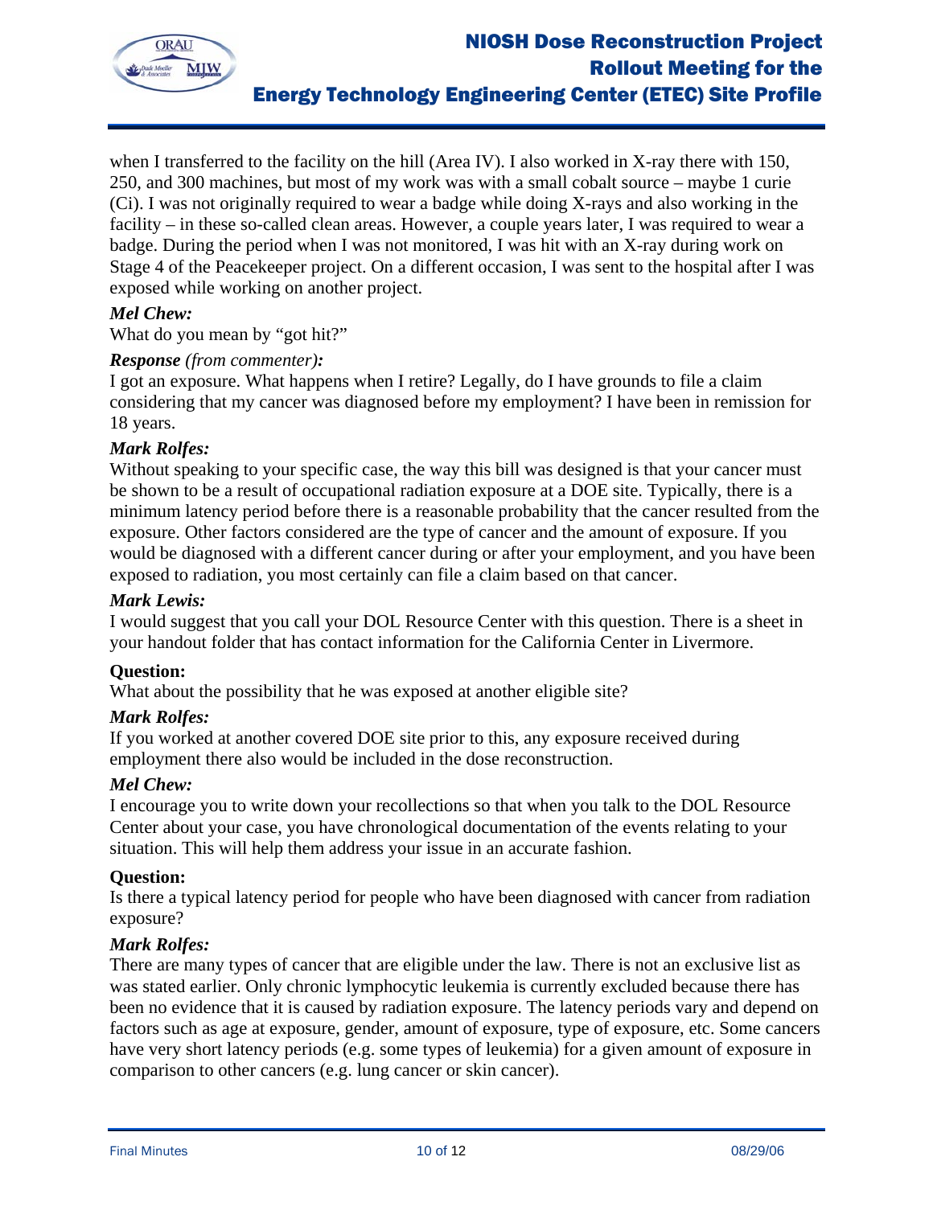when I transferred to the facility on the hill (Area IV). I also worked in X-ray there with 150, 250, and 300 machines, but most of my work was with a small cobalt source – maybe 1 curie (Ci). I was not originally required to wear a badge while doing X-rays and also working in the facility – in these so-called clean areas. However, a couple years later, I was required to wear a badge. During the period when I was not monitored, I was hit with an X-ray during work on Stage 4 of the Peacekeeper project. On a different occasion, I was sent to the hospital after I was exposed while working on another project.

***Mel Chew:***
What do you mean by "got hit?"

***Response** (from commenter)**:***
I got an exposure. What happens when I retire? Legally, do I have grounds to file a claim considering that my cancer was diagnosed before my employment? I have been in remission for 18 years.

***Mark Rolfes:***
Without speaking to your specific case, the way this bill was designed is that your cancer must be shown to be a result of occupational radiation exposure at a DOE site. Typically, there is a minimum latency period before there is a reasonable probability that the cancer resulted from the exposure. Other factors considered are the type of cancer and the amount of exposure. If you would be diagnosed with a different cancer during or after your employment, and you have been exposed to radiation, you most certainly can file a claim based on that cancer.

***Mark Lewis:***
I would suggest that you call your DOL Resource Center with this question. There is a sheet in your handout folder that has contact information for the California Center in Livermore.

**Question:**
What about the possibility that he was exposed at another eligible site?

***Mark Rolfes:***
If you worked at another covered DOE site prior to this, any exposure received during employment there also would be included in the dose reconstruction.

***Mel Chew:***
I encourage you to write down your recollections so that when you talk to the DOL Resource Center about your case, you have chronological documentation of the events relating to your situation. This will help them address your issue in an accurate fashion.

**Question:**
Is there a typical latency period for people who have been diagnosed with cancer from radiation exposure?

***Mark Rolfes:***
There are many types of cancer that are eligible under the law. There is not an exclusive list as was stated earlier. Only chronic lymphocytic leukemia is currently excluded because there has been no evidence that it is caused by radiation exposure. The latency periods vary and depend on factors such as age at exposure, gender, amount of exposure, type of exposure, etc. Some cancers have very short latency periods (e.g. some types of leukemia) for a given amount of exposure in comparison to other cancers (e.g. lung cancer or skin cancer).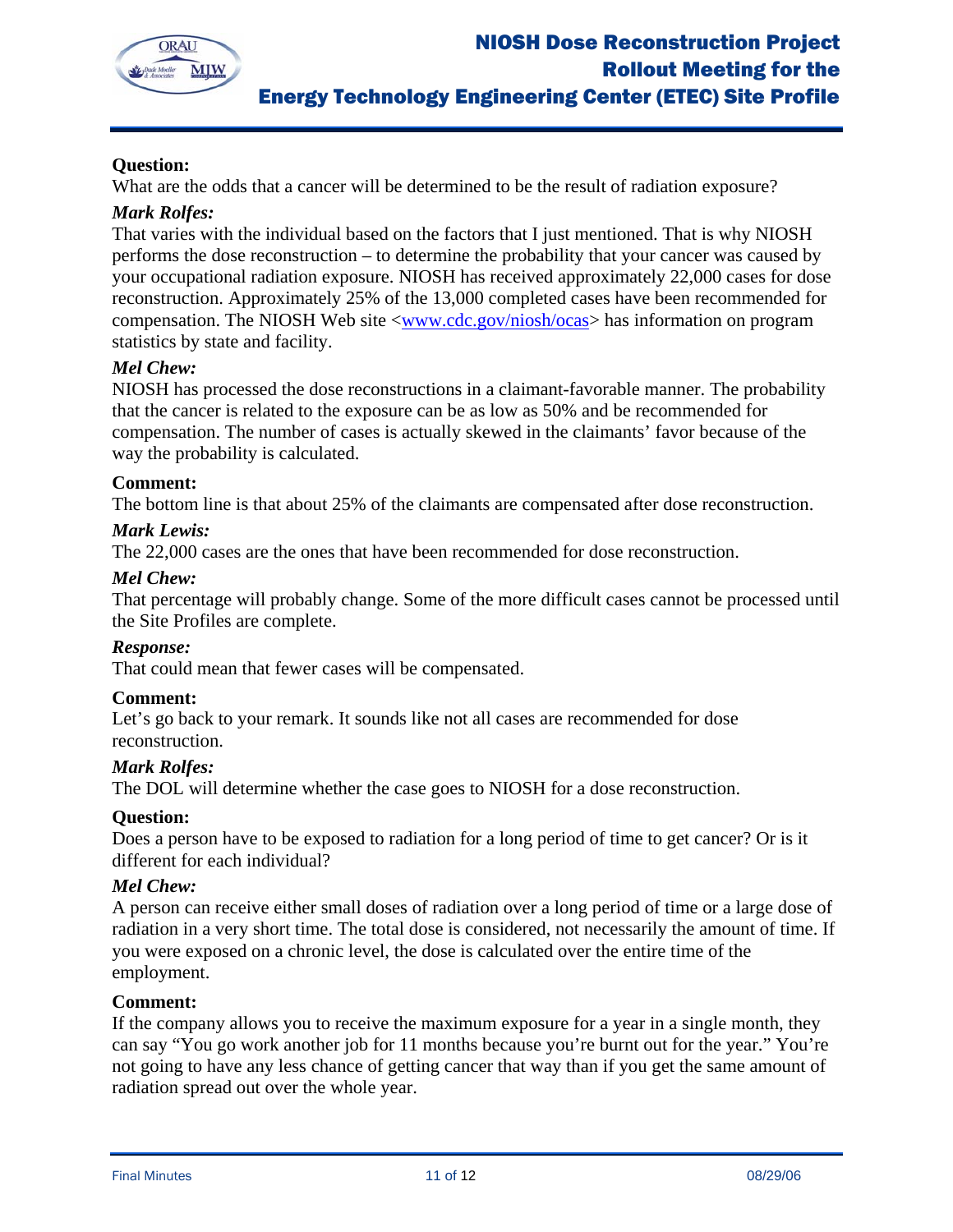**Question:**
What are the odds that a cancer will be determined to be the result of radiation exposure?

***Mark Rolfes:***
That varies with the individual based on the factors that I just mentioned. That is why NIOSH performs the dose reconstruction – to determine the probability that your cancer was caused by your occupational radiation exposure. NIOSH has received approximately 22,000 cases for dose reconstruction. Approximately 25% of the 13,000 completed cases have been recommended for compensation. The NIOSH Web site <www.cdc.gov/niosh/ocas> has information on program statistics by state and facility.

***Mel Chew:***
NIOSH has processed the dose reconstructions in a claimant-favorable manner. The probability that the cancer is related to the exposure can be as low as 50% and be recommended for compensation. The number of cases is actually skewed in the claimants' favor because of the way the probability is calculated.

**Comment:**
The bottom line is that about 25% of the claimants are compensated after dose reconstruction.

***Mark Lewis:***
The 22,000 cases are the ones that have been recommended for dose reconstruction.

***Mel Chew:***
That percentage will probably change. Some of the more difficult cases cannot be processed until the Site Profiles are complete.

***Response:***
That could mean that fewer cases will be compensated.

**Comment:**
Let's go back to your remark. It sounds like not all cases are recommended for dose reconstruction.

***Mark Rolfes:***
The DOL will determine whether the case goes to NIOSH for a dose reconstruction.

**Question:**
Does a person have to be exposed to radiation for a long period of time to get cancer? Or is it different for each individual?

***Mel Chew:***
A person can receive either small doses of radiation over a long period of time or a large dose of radiation in a very short time. The total dose is considered, not necessarily the amount of time. If you were exposed on a chronic level, the dose is calculated over the entire time of the employment.

**Comment:**
If the company allows you to receive the maximum exposure for a year in a single month, they can say "You go work another job for 11 months because you're burnt out for the year." You're not going to have any less chance of getting cancer that way than if you get the same amount of radiation spread out over the whole year.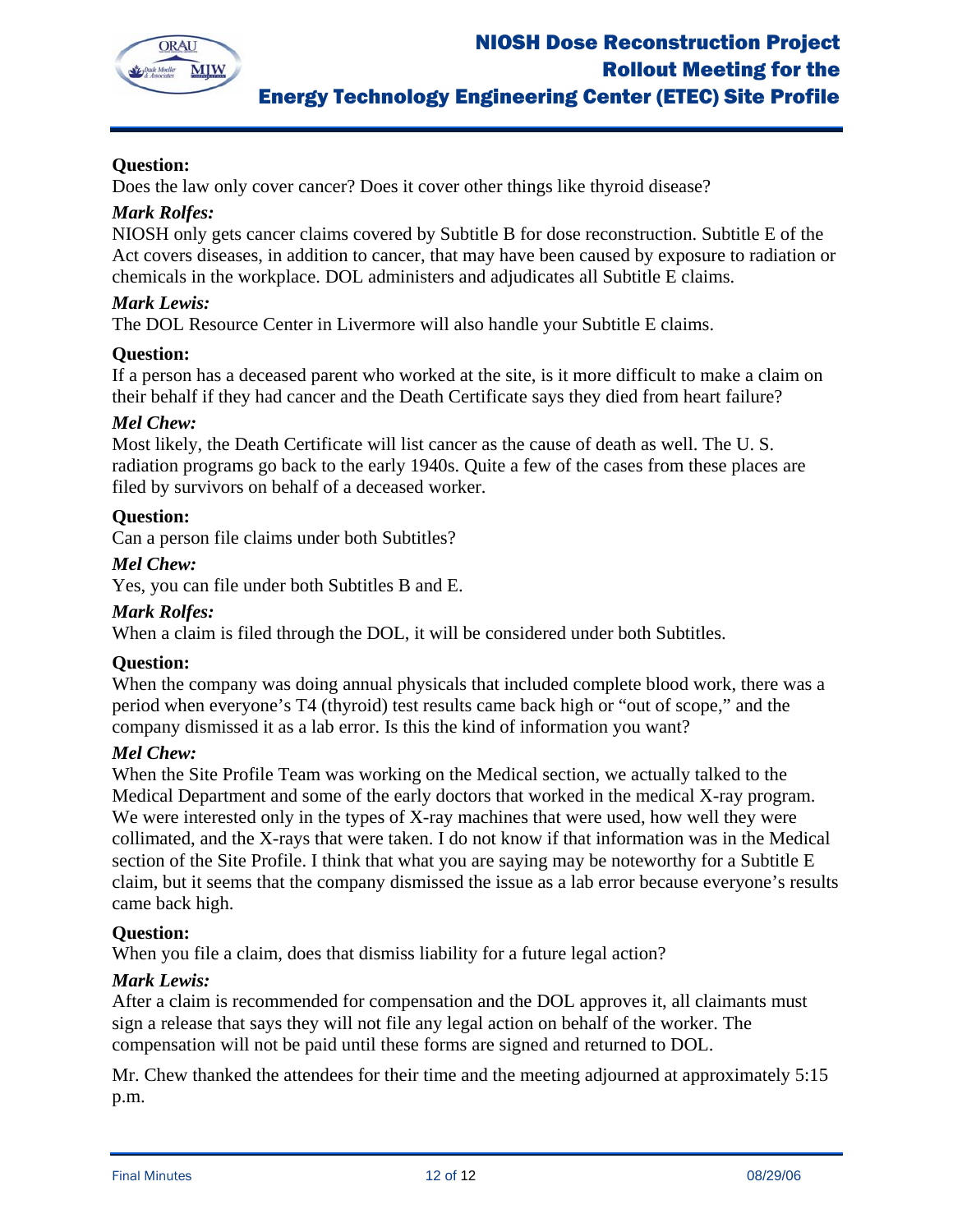**Question:**
Does the law only cover cancer? Does it cover other things like thyroid disease?

***Mark Rolfes:***
NIOSH only gets cancer claims covered by Subtitle B for dose reconstruction. Subtitle E of the Act covers diseases, in addition to cancer, that may have been caused by exposure to radiation or chemicals in the workplace. DOL administers and adjudicates all Subtitle E claims.

***Mark Lewis:***
The DOL Resource Center in Livermore will also handle your Subtitle E claims.

**Question:**
If a person has a deceased parent who worked at the site, is it more difficult to make a claim on their behalf if they had cancer and the Death Certificate says they died from heart failure?

***Mel Chew:***
Most likely, the Death Certificate will list cancer as the cause of death as well. The U. S. radiation programs go back to the early 1940s. Quite a few of the cases from these places are filed by survivors on behalf of a deceased worker.

**Question:**
Can a person file claims under both Subtitles?

***Mel Chew:***
Yes, you can file under both Subtitles B and E.

***Mark Rolfes:***
When a claim is filed through the DOL, it will be considered under both Subtitles.

**Question:**
When the company was doing annual physicals that included complete blood work, there was a period when everyone's T4 (thyroid) test results came back high or "out of scope," and the company dismissed it as a lab error. Is this the kind of information you want?

***Mel Chew:***
When the Site Profile Team was working on the Medical section, we actually talked to the Medical Department and some of the early doctors that worked in the medical X-ray program. We were interested only in the types of X-ray machines that were used, how well they were collimated, and the X-rays that were taken. I do not know if that information was in the Medical section of the Site Profile. I think that what you are saying may be noteworthy for a Subtitle E claim, but it seems that the company dismissed the issue as a lab error because everyone's results came back high.

**Question:**
When you file a claim, does that dismiss liability for a future legal action?

***Mark Lewis:***
After a claim is recommended for compensation and the DOL approves it, all claimants must sign a release that says they will not file any legal action on behalf of the worker. The compensation will not be paid until these forms are signed and returned to DOL.

Mr. Chew thanked the attendees for their time and the meeting adjourned at approximately 5:15 p.m.